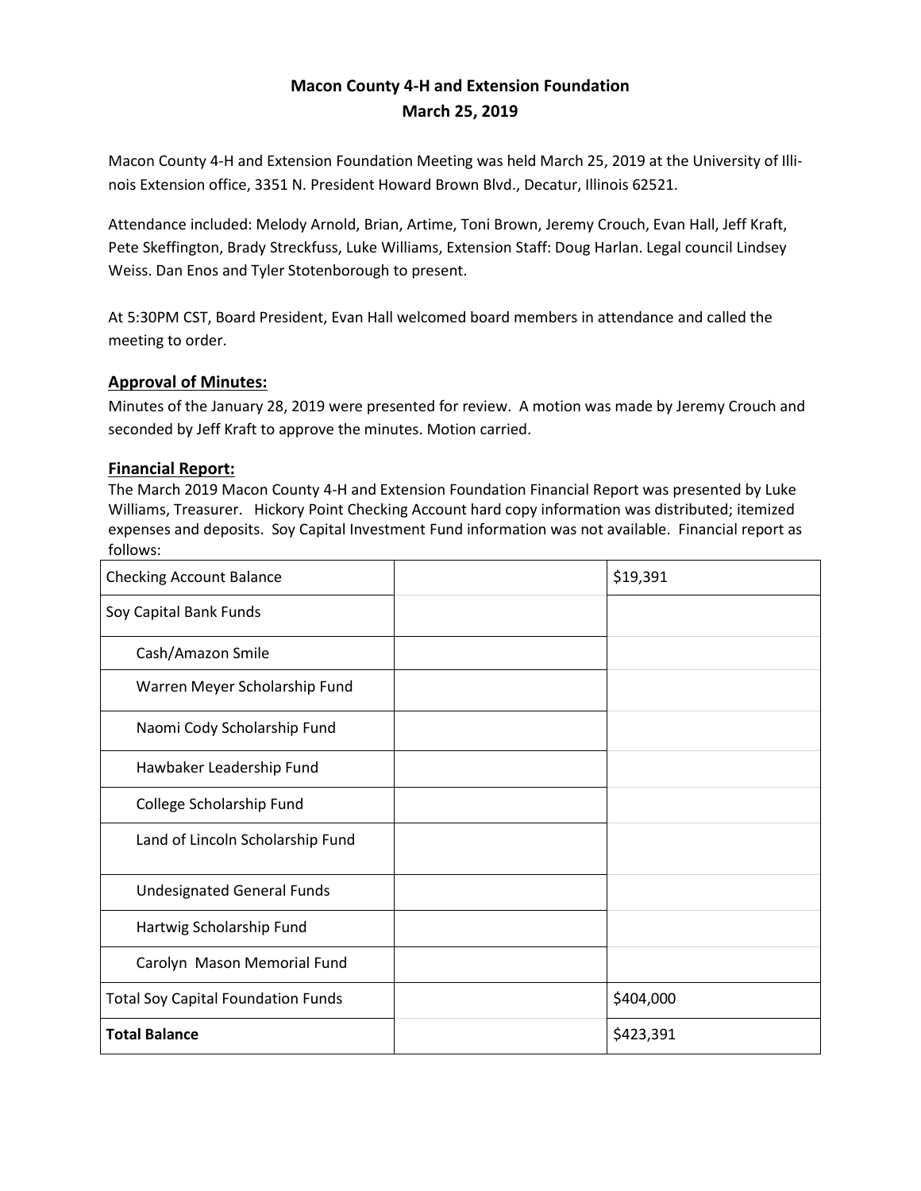# Macon County 4-H and Extension Foundation
## March 25, 2019

Macon County 4-H and Extension Foundation Meeting was held March 25, 2019 at the University of Illinois Extension office, 3351 N. President Howard Brown Blvd., Decatur, Illinois 62521.

Attendance included: Melody Arnold, Brian, Artime, Toni Brown, Jeremy Crouch, Evan Hall, Jeff Kraft, Pete Skeffington, Brady Streckfuss, Luke Williams, Extension Staff: Doug Harlan. Legal council Lindsey Weiss. Dan Enos and Tyler Stotenborough to present.

At 5:30PM CST, Board President, Evan Hall welcomed board members in attendance and called the meeting to order.

### Approval of Minutes:

Minutes of the January 28, 2019 were presented for review. A motion was made by Jeremy Crouch and seconded by Jeff Kraft to approve the minutes. Motion carried.

### Financial Report:

The March 2019 Macon County 4-H and Extension Foundation Financial Report was presented by Luke Williams, Treasurer. Hickory Point Checking Account hard copy information was distributed; itemized expenses and deposits. Soy Capital Investment Fund information was not available. Financial report as follows:

| | | |
|---|---|---|
| Checking Account Balance | | $19,391 |
| Soy Capital Bank Funds | | |
| Cash/Amazon Smile | | |
| Warren Meyer Scholarship Fund | | |
| Naomi Cody Scholarship Fund | | |
| Hawbaker Leadership Fund | | |
| College Scholarship Fund | | |
| Land of Lincoln Scholarship Fund | | |
| Undesignated General Funds | | |
| Hartwig Scholarship Fund | | |
| Carolyn Mason Memorial Fund | | |
| Total Soy Capital Foundation Funds | | $404,000 |
| **Total Balance** | | $423,391 |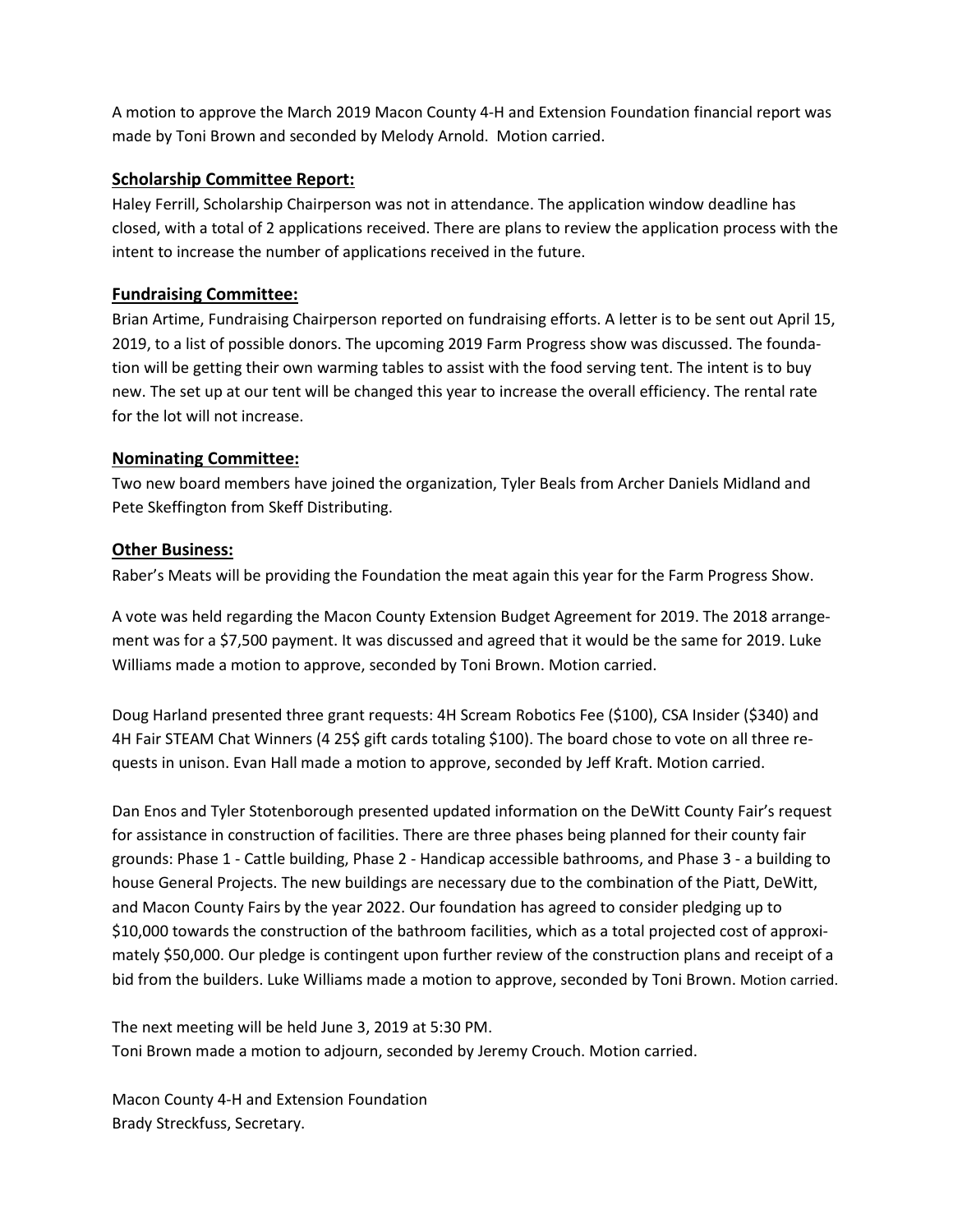A motion to approve the March 2019 Macon County 4-H and Extension Foundation financial report was made by Toni Brown and seconded by Melody Arnold. Motion carried.

## Scholarship Committee Report:

Haley Ferrill, Scholarship Chairperson was not in attendance. The application window deadline has closed, with a total of 2 applications received. There are plans to review the application process with the intent to increase the number of applications received in the future.

## Fundraising Committee:

Brian Artime, Fundraising Chairperson reported on fundraising efforts. A letter is to be sent out April 15, 2019, to a list of possible donors. The upcoming 2019 Farm Progress show was discussed. The foundation will be getting their own warming tables to assist with the food serving tent. The intent is to buy new. The set up at our tent will be changed this year to increase the overall efficiency. The rental rate for the lot will not increase.

## Nominating Committee:

Two new board members have joined the organization, Tyler Beals from Archer Daniels Midland and Pete Skeffington from Skeff Distributing.

## Other Business:

Raber's Meats will be providing the Foundation the meat again this year for the Farm Progress Show.

A vote was held regarding the Macon County Extension Budget Agreement for 2019. The 2018 arrangement was for a $7,500 payment. It was discussed and agreed that it would be the same for 2019. Luke Williams made a motion to approve, seconded by Toni Brown. Motion carried.

Doug Harland presented three grant requests: 4H Scream Robotics Fee ($100), CSA Insider ($340) and 4H Fair STEAM Chat Winners (4 25$ gift cards totaling $100). The board chose to vote on all three requests in unison. Evan Hall made a motion to approve, seconded by Jeff Kraft. Motion carried.

Dan Enos and Tyler Stotenborough presented updated information on the DeWitt County Fair's request for assistance in construction of facilities. There are three phases being planned for their county fair grounds: Phase 1 - Cattle building, Phase 2 - Handicap accessible bathrooms, and Phase 3 - a building to house General Projects. The new buildings are necessary due to the combination of the Piatt, DeWitt, and Macon County Fairs by the year 2022. Our foundation has agreed to consider pledging up to $10,000 towards the construction of the bathroom facilities, which as a total projected cost of approximately $50,000. Our pledge is contingent upon further review of the construction plans and receipt of a bid from the builders. Luke Williams made a motion to approve, seconded by Toni Brown. Motion carried.

The next meeting will be held June 3, 2019 at 5:30 PM.
Toni Brown made a motion to adjourn, seconded by Jeremy Crouch. Motion carried.

Macon County 4-H and Extension Foundation
Brady Streckfuss, Secretary.